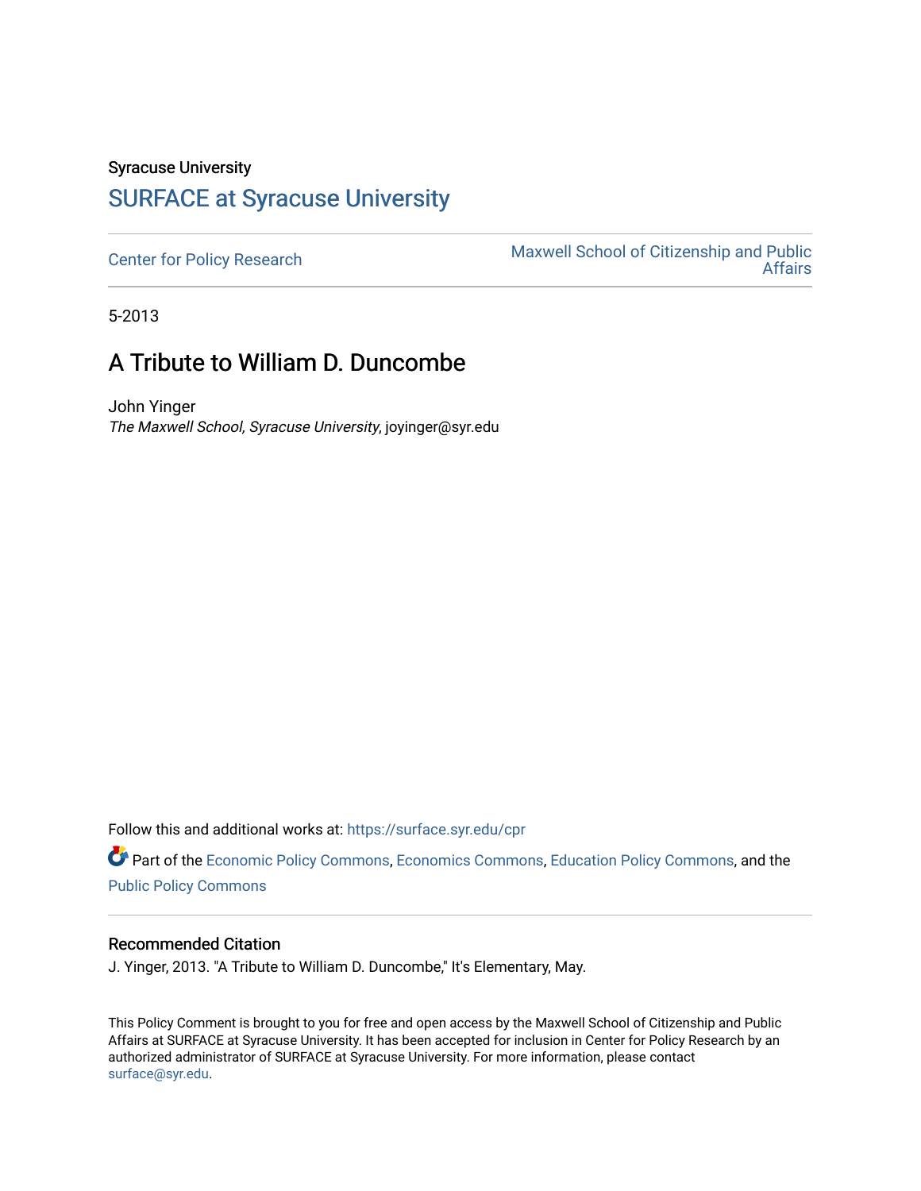Syracuse University

# SURFACE at Syracuse University

Center for Policy Research | Maxwell School of Citizenship and Public Affairs

5-2013

## A Tribute to William D. Duncombe

John Yinger

*The Maxwell School, Syracuse University*, joyinger@syr.edu

Follow this and additional works at: https://surface.syr.edu/cpr

Part of the Economic Policy Commons, Economics Commons, Education Policy Commons, and the Public Policy Commons

### Recommended Citation

J. Yinger, 2013. "A Tribute to William D. Duncombe," It's Elementary, May.

This Policy Comment is brought to you for free and open access by the Maxwell School of Citizenship and Public Affairs at SURFACE at Syracuse University. It has been accepted for inclusion in Center for Policy Research by an authorized administrator of SURFACE at Syracuse University. For more information, please contact surface@syr.edu.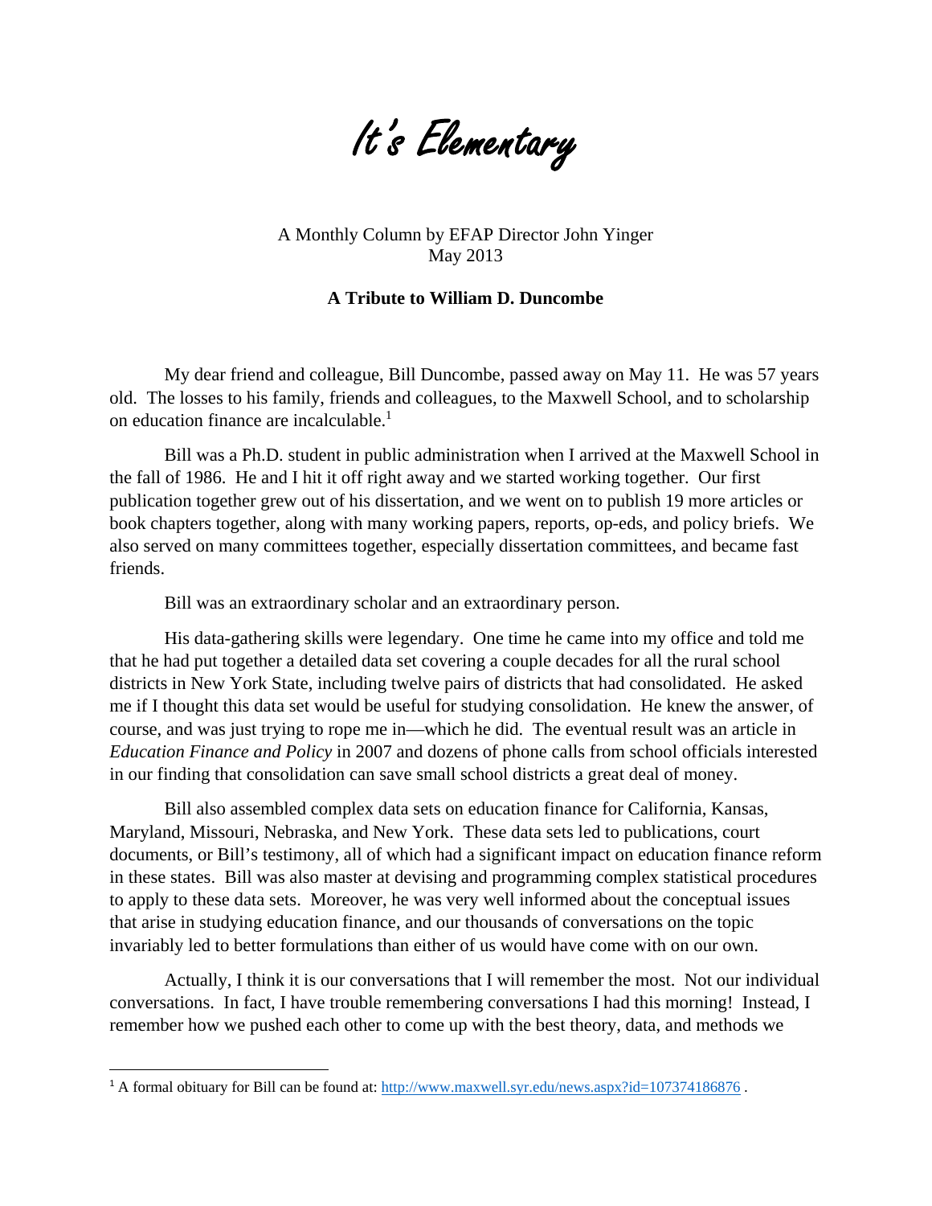# *It's Elementary*

A Monthly Column by EFAP Director John Yinger
May 2013

**A Tribute to William D. Duncombe**

My dear friend and colleague, Bill Duncombe, passed away on May 11. He was 57 years old. The losses to his family, friends and colleagues, to the Maxwell School, and to scholarship on education finance are incalculable.[1]

Bill was a Ph.D. student in public administration when I arrived at the Maxwell School in the fall of 1986. He and I hit it off right away and we started working together. Our first publication together grew out of his dissertation, and we went on to publish 19 more articles or book chapters together, along with many working papers, reports, op-eds, and policy briefs. We also served on many committees together, especially dissertation committees, and became fast friends.

Bill was an extraordinary scholar and an extraordinary person.

His data-gathering skills were legendary. One time he came into my office and told me that he had put together a detailed data set covering a couple decades for all the rural school districts in New York State, including twelve pairs of districts that had consolidated. He asked me if I thought this data set would be useful for studying consolidation. He knew the answer, of course, and was just trying to rope me in—which he did. The eventual result was an article in *Education Finance and Policy* in 2007 and dozens of phone calls from school officials interested in our finding that consolidation can save small school districts a great deal of money.

Bill also assembled complex data sets on education finance for California, Kansas, Maryland, Missouri, Nebraska, and New York. These data sets led to publications, court documents, or Bill's testimony, all of which had a significant impact on education finance reform in these states. Bill was also master at devising and programming complex statistical procedures to apply to these data sets. Moreover, he was very well informed about the conceptual issues that arise in studying education finance, and our thousands of conversations on the topic invariably led to better formulations than either of us would have come with on our own.

Actually, I think it is our conversations that I will remember the most. Not our individual conversations. In fact, I have trouble remembering conversations I had this morning! Instead, I remember how we pushed each other to come up with the best theory, data, and methods we

[1] A formal obituary for Bill can be found at: http://www.maxwell.syr.edu/news.aspx?id=107374186876 .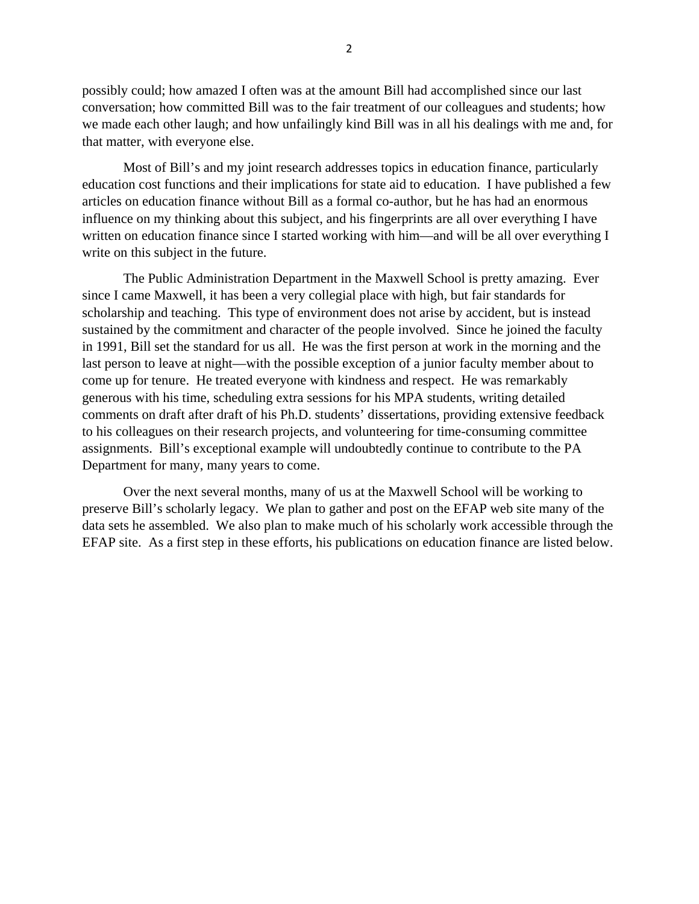possibly could; how amazed I often was at the amount Bill had accomplished since our last conversation; how committed Bill was to the fair treatment of our colleagues and students; how we made each other laugh; and how unfailingly kind Bill was in all his dealings with me and, for that matter, with everyone else.

Most of Bill's and my joint research addresses topics in education finance, particularly education cost functions and their implications for state aid to education. I have published a few articles on education finance without Bill as a formal co-author, but he has had an enormous influence on my thinking about this subject, and his fingerprints are all over everything I have written on education finance since I started working with him—and will be all over everything I write on this subject in the future.

The Public Administration Department in the Maxwell School is pretty amazing. Ever since I came Maxwell, it has been a very collegial place with high, but fair standards for scholarship and teaching. This type of environment does not arise by accident, but is instead sustained by the commitment and character of the people involved. Since he joined the faculty in 1991, Bill set the standard for us all. He was the first person at work in the morning and the last person to leave at night—with the possible exception of a junior faculty member about to come up for tenure. He treated everyone with kindness and respect. He was remarkably generous with his time, scheduling extra sessions for his MPA students, writing detailed comments on draft after draft of his Ph.D. students' dissertations, providing extensive feedback to his colleagues on their research projects, and volunteering for time-consuming committee assignments. Bill's exceptional example will undoubtedly continue to contribute to the PA Department for many, many years to come.

Over the next several months, many of us at the Maxwell School will be working to preserve Bill's scholarly legacy. We plan to gather and post on the EFAP web site many of the data sets he assembled. We also plan to make much of his scholarly work accessible through the EFAP site. As a first step in these efforts, his publications on education finance are listed below.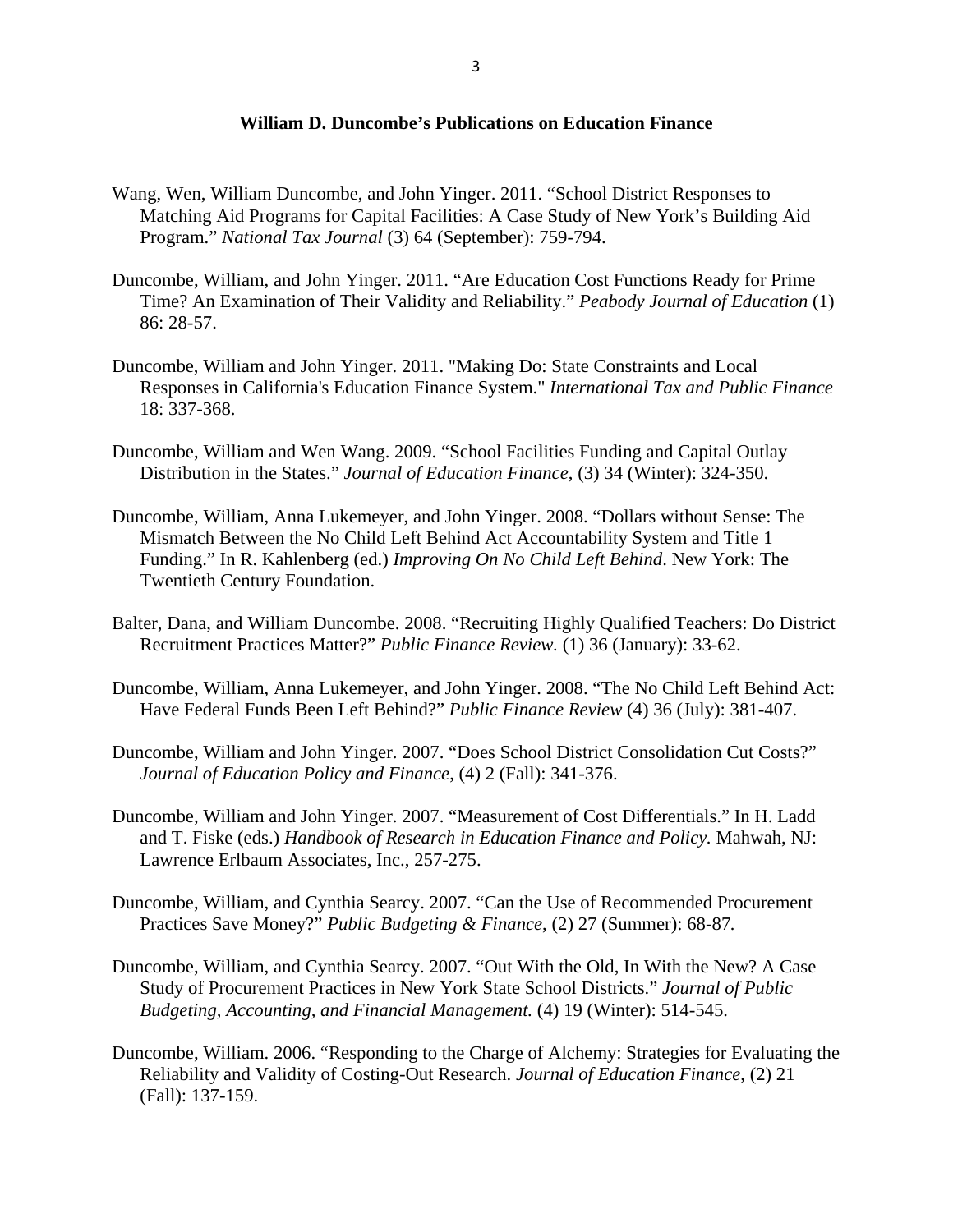**William D. Duncombe's Publications on Education Finance**

Wang, Wen, William Duncombe, and John Yinger. 2011. "School District Responses to Matching Aid Programs for Capital Facilities: A Case Study of New York's Building Aid Program." *National Tax Journal* (3) 64 (September): 759-794.

Duncombe, William, and John Yinger. 2011. "Are Education Cost Functions Ready for Prime Time? An Examination of Their Validity and Reliability." *Peabody Journal of Education* (1) 86: 28-57.

Duncombe, William and John Yinger. 2011. "Making Do: State Constraints and Local Responses in California's Education Finance System." *International Tax and Public Finance* 18: 337-368.

Duncombe, William and Wen Wang. 2009. "School Facilities Funding and Capital Outlay Distribution in the States." *Journal of Education Finance*, (3) 34 (Winter): 324-350.

Duncombe, William, Anna Lukemeyer, and John Yinger. 2008. "Dollars without Sense: The Mismatch Between the No Child Left Behind Act Accountability System and Title 1 Funding." In R. Kahlenberg (ed.) *Improving On No Child Left Behind*. New York: The Twentieth Century Foundation.

Balter, Dana, and William Duncombe. 2008. "Recruiting Highly Qualified Teachers: Do District Recruitment Practices Matter?" *Public Finance Review.* (1) 36 (January): 33-62.

Duncombe, William, Anna Lukemeyer, and John Yinger. 2008. "The No Child Left Behind Act: Have Federal Funds Been Left Behind?" *Public Finance Review* (4) 36 (July): 381-407.

Duncombe, William and John Yinger. 2007. "Does School District Consolidation Cut Costs?" *Journal of Education Policy and Finance*, (4) 2 (Fall): 341-376.

Duncombe, William and John Yinger. 2007. "Measurement of Cost Differentials." In H. Ladd and T. Fiske (eds.) *Handbook of Research in Education Finance and Policy.* Mahwah, NJ: Lawrence Erlbaum Associates, Inc., 257-275.

Duncombe, William, and Cynthia Searcy. 2007. "Can the Use of Recommended Procurement Practices Save Money?" *Public Budgeting & Finance*, (2) 27 (Summer): 68-87.

Duncombe, William, and Cynthia Searcy. 2007. "Out With the Old, In With the New? A Case Study of Procurement Practices in New York State School Districts." *Journal of Public Budgeting, Accounting, and Financial Management.* (4) 19 (Winter): 514-545.

Duncombe, William. 2006. "Responding to the Charge of Alchemy: Strategies for Evaluating the Reliability and Validity of Costing-Out Research. *Journal of Education Finance*, (2) 21 (Fall): 137-159.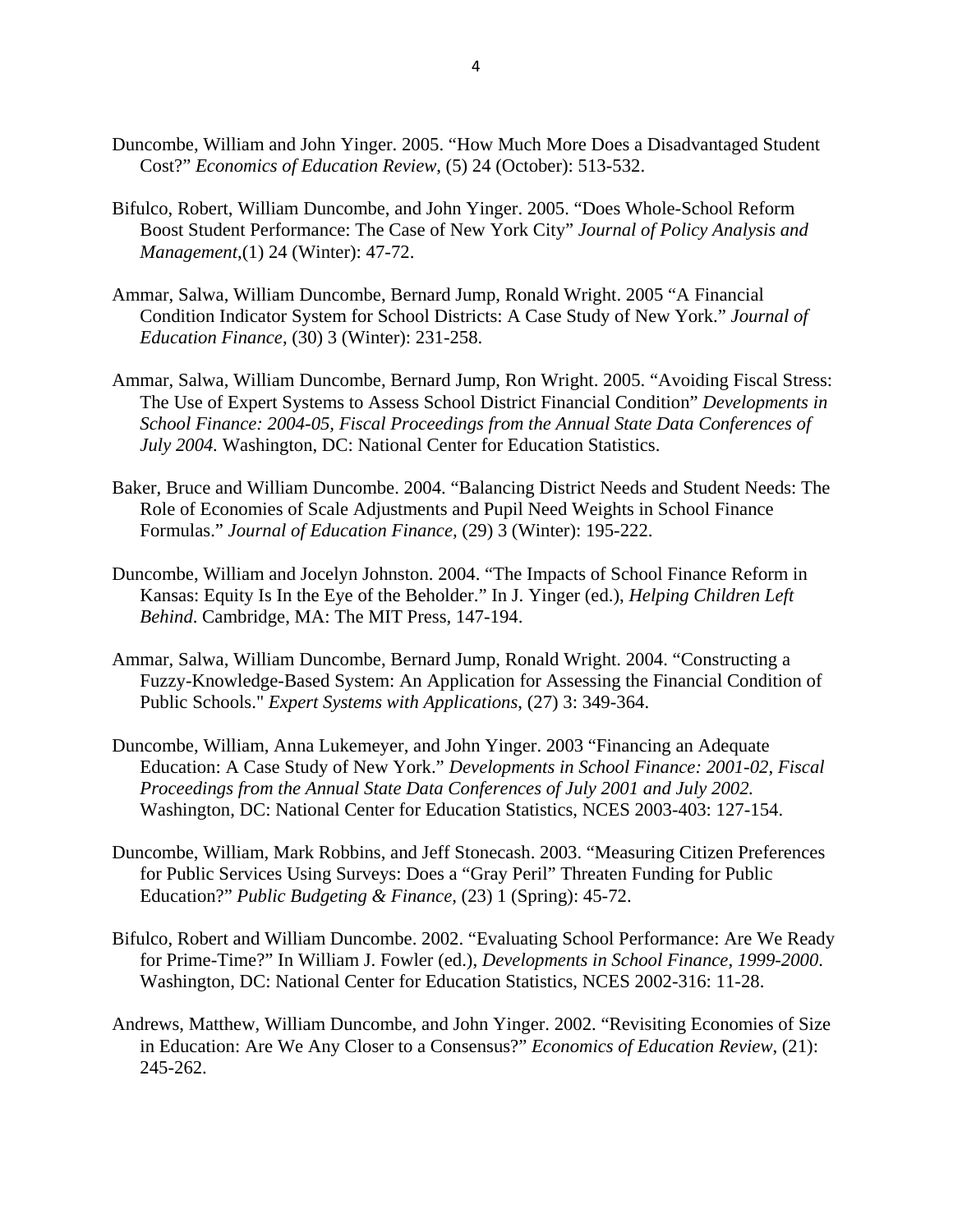Duncombe, William and John Yinger. 2005. "How Much More Does a Disadvantaged Student Cost?" *Economics of Education Review*, (5) 24 (October): 513-532.

Bifulco, Robert, William Duncombe, and John Yinger. 2005. "Does Whole-School Reform Boost Student Performance: The Case of New York City" *Journal of Policy Analysis and Management*,(1) 24 (Winter): 47-72.

Ammar, Salwa, William Duncombe, Bernard Jump, Ronald Wright. 2005 "A Financial Condition Indicator System for School Districts: A Case Study of New York." *Journal of Education Finance*, (30) 3 (Winter): 231-258.

Ammar, Salwa, William Duncombe, Bernard Jump, Ron Wright. 2005. "Avoiding Fiscal Stress: The Use of Expert Systems to Assess School District Financial Condition" *Developments in School Finance: 2004-05, Fiscal Proceedings from the Annual State Data Conferences of July 2004.* Washington, DC: National Center for Education Statistics.

Baker, Bruce and William Duncombe. 2004. "Balancing District Needs and Student Needs: The Role of Economies of Scale Adjustments and Pupil Need Weights in School Finance Formulas." *Journal of Education Finance,* (29) 3 (Winter): 195-222.

Duncombe, William and Jocelyn Johnston. 2004. "The Impacts of School Finance Reform in Kansas: Equity Is In the Eye of the Beholder." In J. Yinger (ed.), *Helping Children Left Behind*. Cambridge, MA: The MIT Press, 147-194.

Ammar, Salwa, William Duncombe, Bernard Jump, Ronald Wright. 2004. "Constructing a Fuzzy-Knowledge-Based System: An Application for Assessing the Financial Condition of Public Schools." *Expert Systems with Applications*, (27) 3: 349-364.

Duncombe, William, Anna Lukemeyer, and John Yinger. 2003 "Financing an Adequate Education: A Case Study of New York." *Developments in School Finance: 2001-02, Fiscal Proceedings from the Annual State Data Conferences of July 2001 and July 2002.* Washington, DC: National Center for Education Statistics, NCES 2003-403: 127-154.

Duncombe, William, Mark Robbins, and Jeff Stonecash. 2003. "Measuring Citizen Preferences for Public Services Using Surveys: Does a "Gray Peril" Threaten Funding for Public Education?" *Public Budgeting & Finance,* (23) 1 (Spring): 45-72.

Bifulco, Robert and William Duncombe. 2002. "Evaluating School Performance: Are We Ready for Prime-Time?" In William J. Fowler (ed.), *Developments in School Finance, 1999-2000*. Washington, DC: National Center for Education Statistics, NCES 2002-316: 11-28.

Andrews, Matthew, William Duncombe, and John Yinger. 2002. "Revisiting Economies of Size in Education: Are We Any Closer to a Consensus?" *Economics of Education Review*, (21): 245-262.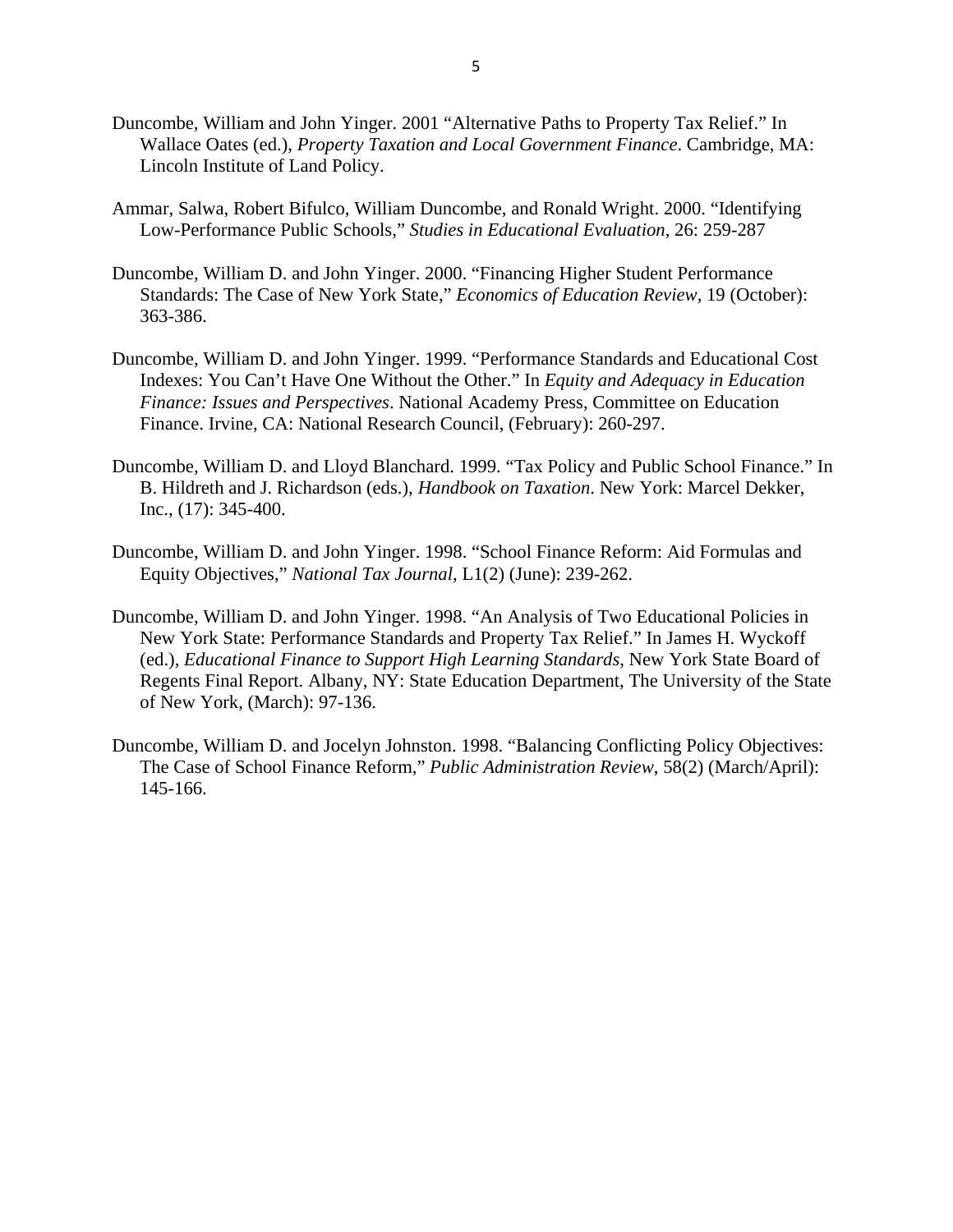Duncombe, William and John Yinger. 2001 "Alternative Paths to Property Tax Relief." In Wallace Oates (ed.), *Property Taxation and Local Government Finance*. Cambridge, MA: Lincoln Institute of Land Policy.

Ammar, Salwa, Robert Bifulco, William Duncombe, and Ronald Wright. 2000. "Identifying Low-Performance Public Schools," *Studies in Educational Evaluation*, 26: 259-287

Duncombe, William D. and John Yinger. 2000. "Financing Higher Student Performance Standards: The Case of New York State," *Economics of Education Review*, 19 (October): 363-386.

Duncombe, William D. and John Yinger. 1999. "Performance Standards and Educational Cost Indexes: You Can't Have One Without the Other." In *Equity and Adequacy in Education Finance: Issues and Perspectives*. National Academy Press, Committee on Education Finance. Irvine, CA: National Research Council, (February): 260-297.

Duncombe, William D. and Lloyd Blanchard. 1999. "Tax Policy and Public School Finance." In B. Hildreth and J. Richardson (eds.), *Handbook on Taxation*. New York: Marcel Dekker, Inc., (17): 345-400.

Duncombe, William D. and John Yinger. 1998. "School Finance Reform: Aid Formulas and Equity Objectives," *National Tax Journal*, L1(2) (June): 239-262.

Duncombe, William D. and John Yinger. 1998. "An Analysis of Two Educational Policies in New York State: Performance Standards and Property Tax Relief." In James H. Wyckoff (ed.), *Educational Finance to Support High Learning Standards*, New York State Board of Regents Final Report. Albany, NY: State Education Department, The University of the State of New York, (March): 97-136.

Duncombe, William D. and Jocelyn Johnston. 1998. "Balancing Conflicting Policy Objectives: The Case of School Finance Reform," *Public Administration Review*, 58(2) (March/April): 145-166.